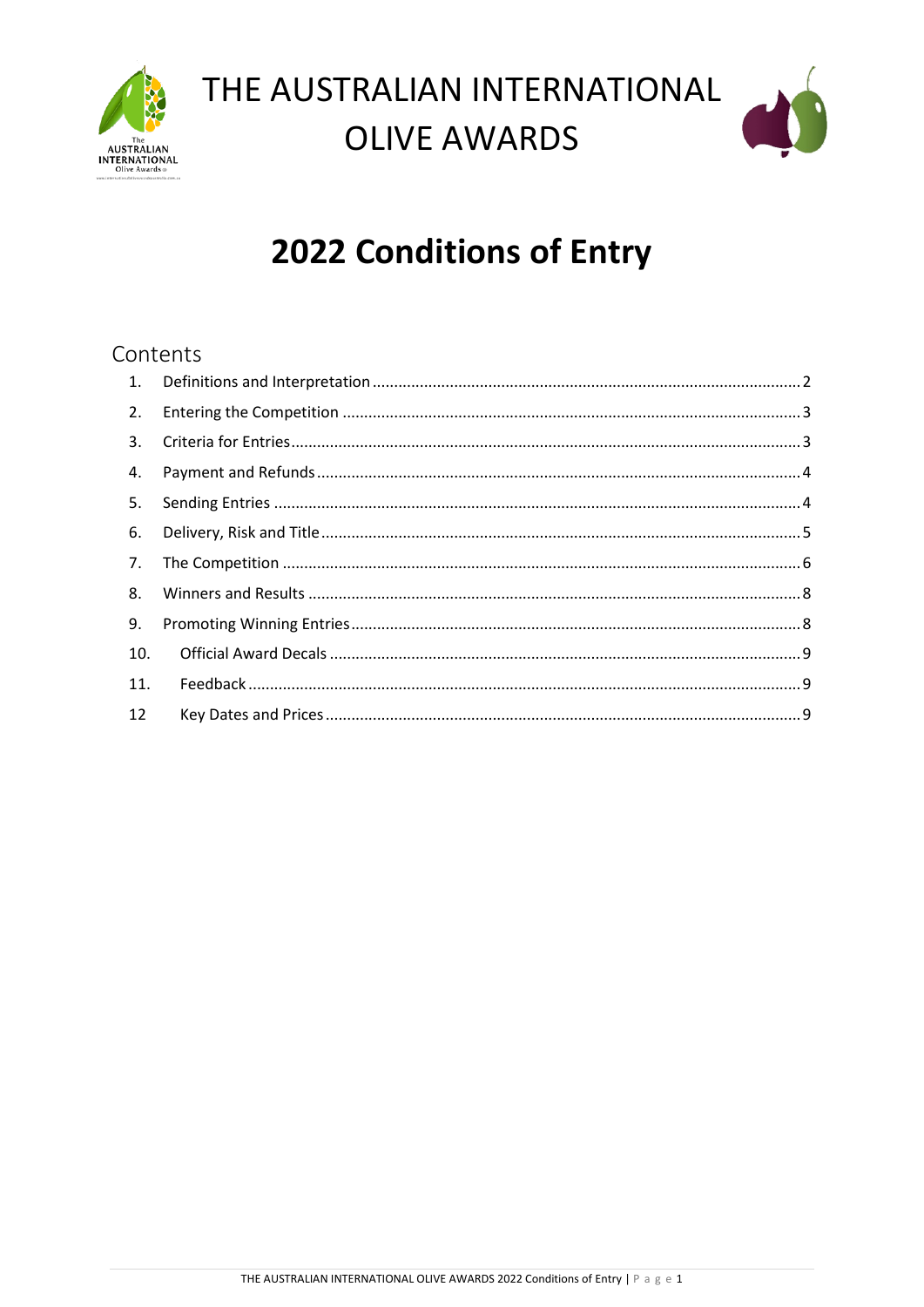# THE AUSTRALIAN INTERNATIONAL OLIVE AWARDS

# 2022 Conditions of Entry

## Contents

1. Definitions and Interpretation ........ 2
2. Entering the Competition ........ 3
3. Criteria for Entries ........ 3
4. Payment and Refunds ........ 4
5. Sending Entries ........ 4
6. Delivery, Risk and Title ........ 5
7. The Competition ........ 6
8. Winners and Results ........ 8
9. Promoting Winning Entries ........ 8
10. Official Award Decals ........ 9
11. Feedback ........ 9
12. Key Dates and Prices ........ 9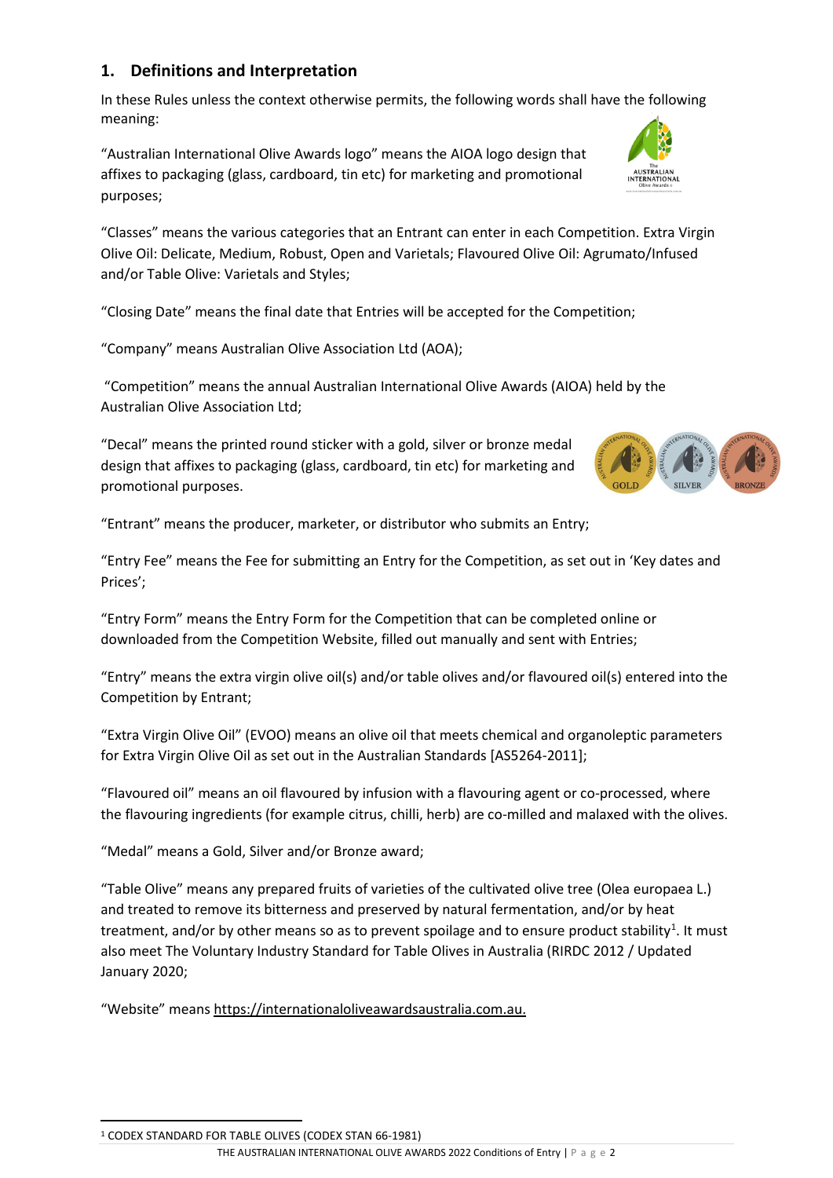## 1. Definitions and Interpretation

In these Rules unless the context otherwise permits, the following words shall have the following meaning:

"Australian International Olive Awards logo" means the AIOA logo design that affixes to packaging (glass, cardboard, tin etc) for marketing and promotional purposes;

"Classes" means the various categories that an Entrant can enter in each Competition. Extra Virgin Olive Oil: Delicate, Medium, Robust, Open and Varietals; Flavoured Olive Oil: Agrumato/Infused and/or Table Olive: Varietals and Styles;

"Closing Date" means the final date that Entries will be accepted for the Competition;

"Company" means Australian Olive Association Ltd (AOA);

"Competition" means the annual Australian International Olive Awards (AIOA) held by the Australian Olive Association Ltd;

"Decal" means the printed round sticker with a gold, silver or bronze medal design that affixes to packaging (glass, cardboard, tin etc) for marketing and promotional purposes.

"Entrant" means the producer, marketer, or distributor who submits an Entry;

"Entry Fee" means the Fee for submitting an Entry for the Competition, as set out in 'Key dates and Prices';

"Entry Form" means the Entry Form for the Competition that can be completed online or downloaded from the Competition Website, filled out manually and sent with Entries;

"Entry" means the extra virgin olive oil(s) and/or table olives and/or flavoured oil(s) entered into the Competition by Entrant;

"Extra Virgin Olive Oil" (EVOO) means an olive oil that meets chemical and organoleptic parameters for Extra Virgin Olive Oil as set out in the Australian Standards [AS5264-2011];

"Flavoured oil" means an oil flavoured by infusion with a flavouring agent or co-processed, where the flavouring ingredients (for example citrus, chilli, herb) are co-milled and malaxed with the olives.

"Medal" means a Gold, Silver and/or Bronze award;

"Table Olive" means any prepared fruits of varieties of the cultivated olive tree (Olea europaea L.) and treated to remove its bitterness and preserved by natural fermentation, and/or by heat treatment, and/or by other means so as to prevent spoilage and to ensure product stability[1]. It must also meet The Voluntary Industry Standard for Table Olives in Australia (RIRDC 2012 / Updated January 2020;

"Website" means https://internationaloliveawardsaustralia.com.au.

[1] CODEX STANDARD FOR TABLE OLIVES (CODEX STAN 66-1981)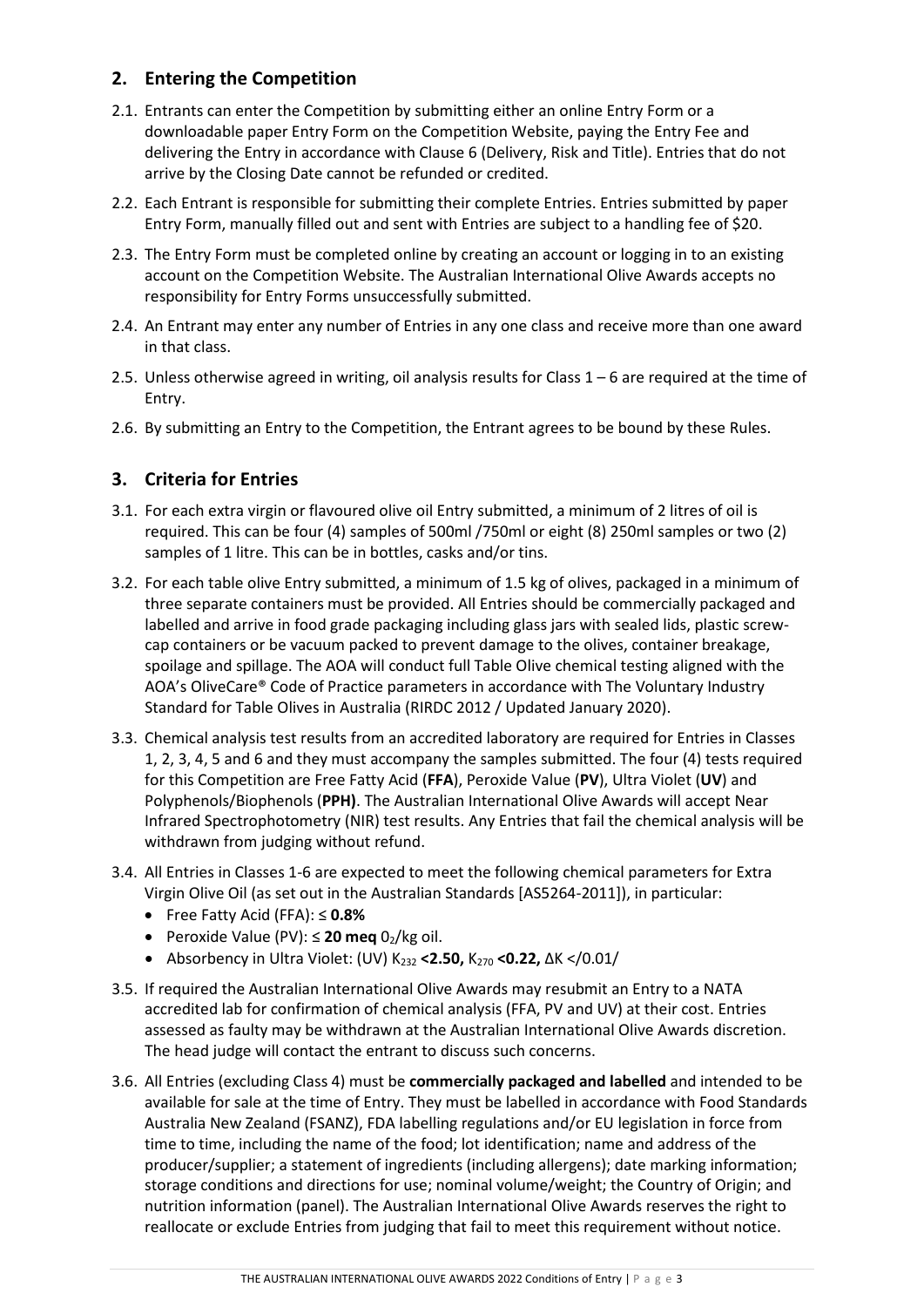## 2. Entering the Competition

2.1. Entrants can enter the Competition by submitting either an online Entry Form or a downloadable paper Entry Form on the Competition Website, paying the Entry Fee and delivering the Entry in accordance with Clause 6 (Delivery, Risk and Title). Entries that do not arrive by the Closing Date cannot be refunded or credited.

2.2. Each Entrant is responsible for submitting their complete Entries. Entries submitted by paper Entry Form, manually filled out and sent with Entries are subject to a handling fee of $20.

2.3. The Entry Form must be completed online by creating an account or logging in to an existing account on the Competition Website. The Australian International Olive Awards accepts no responsibility for Entry Forms unsuccessfully submitted.

2.4. An Entrant may enter any number of Entries in any one class and receive more than one award in that class.

2.5. Unless otherwise agreed in writing, oil analysis results for Class 1 – 6 are required at the time of Entry.

2.6. By submitting an Entry to the Competition, the Entrant agrees to be bound by these Rules.

## 3. Criteria for Entries

3.1. For each extra virgin or flavoured olive oil Entry submitted, a minimum of 2 litres of oil is required. This can be four (4) samples of 500ml /750ml or eight (8) 250ml samples or two (2) samples of 1 litre. This can be in bottles, casks and/or tins.

3.2. For each table olive Entry submitted, a minimum of 1.5 kg of olives, packaged in a minimum of three separate containers must be provided. All Entries should be commercially packaged and labelled and arrive in food grade packaging including glass jars with sealed lids, plastic screw-cap containers or be vacuum packed to prevent damage to the olives, container breakage, spoilage and spillage. The AOA will conduct full Table Olive chemical testing aligned with the AOA's OliveCare® Code of Practice parameters in accordance with The Voluntary Industry Standard for Table Olives in Australia (RIRDC 2012 / Updated January 2020).

3.3. Chemical analysis test results from an accredited laboratory are required for Entries in Classes 1, 2, 3, 4, 5 and 6 and they must accompany the samples submitted. The four (4) tests required for this Competition are Free Fatty Acid (**FFA**), Peroxide Value (**PV**), Ultra Violet (**UV**) and Polyphenols/Biophenols (**PPH)**. The Australian International Olive Awards will accept Near Infrared Spectrophotometry (NIR) test results. Any Entries that fail the chemical analysis will be withdrawn from judging without refund.

3.4. All Entries in Classes 1-6 are expected to meet the following chemical parameters for Extra Virgin Olive Oil (as set out in the Australian Standards [AS5264-2011]), in particular:
- Free Fatty Acid (FFA): ≤ **0.8%**
- Peroxide Value (PV): ≤ **20 meq** $0_2$/kg oil.
- Absorbency in Ultra Violet: (UV) $K_{232}$ **<2.50,** $K_{270}$ **<0.22,** ΔK </0.01/

3.5. If required the Australian International Olive Awards may resubmit an Entry to a NATA accredited lab for confirmation of chemical analysis (FFA, PV and UV) at their cost. Entries assessed as faulty may be withdrawn at the Australian International Olive Awards discretion. The head judge will contact the entrant to discuss such concerns.

3.6. All Entries (excluding Class 4) must be **commercially packaged and labelled** and intended to be available for sale at the time of Entry. They must be labelled in accordance with Food Standards Australia New Zealand (FSANZ), FDA labelling regulations and/or EU legislation in force from time to time, including the name of the food; lot identification; name and address of the producer/supplier; a statement of ingredients (including allergens); date marking information; storage conditions and directions for use; nominal volume/weight; the Country of Origin; and nutrition information (panel). The Australian International Olive Awards reserves the right to reallocate or exclude Entries from judging that fail to meet this requirement without notice.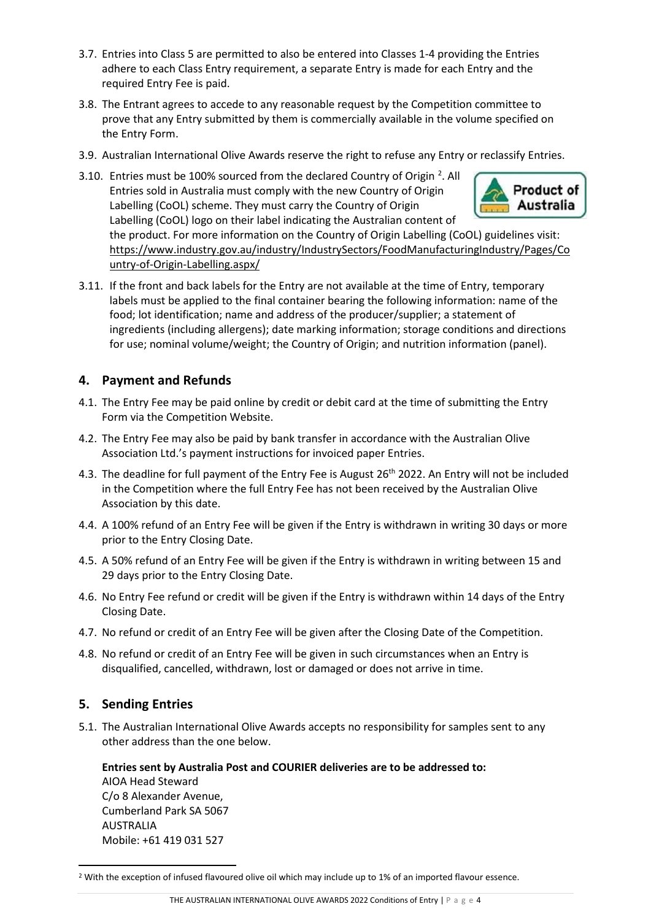3.7. Entries into Class 5 are permitted to also be entered into Classes 1-4 providing the Entries adhere to each Class Entry requirement, a separate Entry is made for each Entry and the required Entry Fee is paid.

3.8. The Entrant agrees to accede to any reasonable request by the Competition committee to prove that any Entry submitted by them is commercially available in the volume specified on the Entry Form.

3.9. Australian International Olive Awards reserve the right to refuse any Entry or reclassify Entries.

3.10. Entries must be 100% sourced from the declared Country of Origin [2]. All Entries sold in Australia must comply with the new Country of Origin Labelling (CoOL) scheme. They must carry the Country of Origin Labelling (CoOL) logo on their label indicating the Australian content of the product. For more information on the Country of Origin Labelling (CoOL) guidelines visit: https://www.industry.gov.au/industry/IndustrySectors/FoodManufacturingIndustry/Pages/Country-of-Origin-Labelling.aspx/

3.11. If the front and back labels for the Entry are not available at the time of Entry, temporary labels must be applied to the final container bearing the following information: name of the food; lot identification; name and address of the producer/supplier; a statement of ingredients (including allergens); date marking information; storage conditions and directions for use; nominal volume/weight; the Country of Origin; and nutrition information (panel).

## 4. Payment and Refunds

4.1. The Entry Fee may be paid online by credit or debit card at the time of submitting the Entry Form via the Competition Website.

4.2. The Entry Fee may also be paid by bank transfer in accordance with the Australian Olive Association Ltd.'s payment instructions for invoiced paper Entries.

4.3. The deadline for full payment of the Entry Fee is August 26th 2022. An Entry will not be included in the Competition where the full Entry Fee has not been received by the Australian Olive Association by this date.

4.4. A 100% refund of an Entry Fee will be given if the Entry is withdrawn in writing 30 days or more prior to the Entry Closing Date.

4.5. A 50% refund of an Entry Fee will be given if the Entry is withdrawn in writing between 15 and 29 days prior to the Entry Closing Date.

4.6. No Entry Fee refund or credit will be given if the Entry is withdrawn within 14 days of the Entry Closing Date.

4.7. No refund or credit of an Entry Fee will be given after the Closing Date of the Competition.

4.8. No refund or credit of an Entry Fee will be given in such circumstances when an Entry is disqualified, cancelled, withdrawn, lost or damaged or does not arrive in time.

## 5. Sending Entries

5.1. The Australian International Olive Awards accepts no responsibility for samples sent to any other address than the one below.

**Entries sent by Australia Post and COURIER deliveries are to be addressed to:**
AIOA Head Steward
C/o 8 Alexander Avenue,
Cumberland Park SA 5067
AUSTRALIA
Mobile: +61 419 031 527

[2] With the exception of infused flavoured olive oil which may include up to 1% of an imported flavour essence.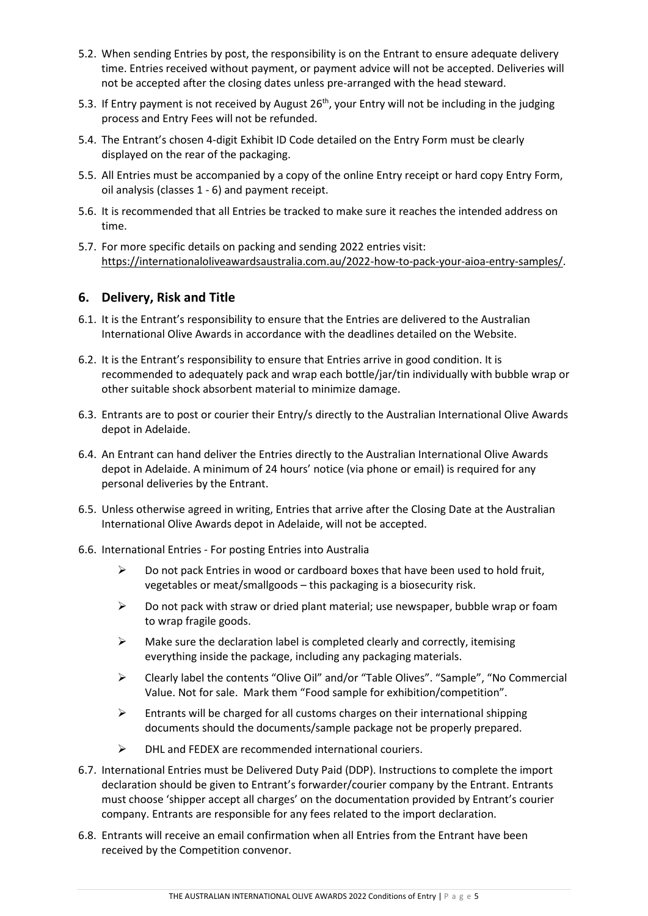5.2. When sending Entries by post, the responsibility is on the Entrant to ensure adequate delivery time. Entries received without payment, or payment advice will not be accepted. Deliveries will not be accepted after the closing dates unless pre-arranged with the head steward.

5.3. If Entry payment is not received by August 26th, your Entry will not be including in the judging process and Entry Fees will not be refunded.

5.4. The Entrant's chosen 4-digit Exhibit ID Code detailed on the Entry Form must be clearly displayed on the rear of the packaging.

5.5. All Entries must be accompanied by a copy of the online Entry receipt or hard copy Entry Form, oil analysis (classes 1 - 6) and payment receipt.

5.6. It is recommended that all Entries be tracked to make sure it reaches the intended address on time.

5.7. For more specific details on packing and sending 2022 entries visit: https://internationaloliveawardsaustralia.com.au/2022-how-to-pack-your-aioa-entry-samples/.

## 6. Delivery, Risk and Title

6.1. It is the Entrant's responsibility to ensure that the Entries are delivered to the Australian International Olive Awards in accordance with the deadlines detailed on the Website.

6.2. It is the Entrant's responsibility to ensure that Entries arrive in good condition. It is recommended to adequately pack and wrap each bottle/jar/tin individually with bubble wrap or other suitable shock absorbent material to minimize damage.

6.3. Entrants are to post or courier their Entry/s directly to the Australian International Olive Awards depot in Adelaide.

6.4. An Entrant can hand deliver the Entries directly to the Australian International Olive Awards depot in Adelaide. A minimum of 24 hours' notice (via phone or email) is required for any personal deliveries by the Entrant.

6.5. Unless otherwise agreed in writing, Entries that arrive after the Closing Date at the Australian International Olive Awards depot in Adelaide, will not be accepted.

6.6. International Entries - For posting Entries into Australia

- Do not pack Entries in wood or cardboard boxes that have been used to hold fruit, vegetables or meat/smallgoods – this packaging is a biosecurity risk.
- Do not pack with straw or dried plant material; use newspaper, bubble wrap or foam to wrap fragile goods.
- Make sure the declaration label is completed clearly and correctly, itemising everything inside the package, including any packaging materials.
- Clearly label the contents "Olive Oil" and/or "Table Olives". "Sample", "No Commercial Value. Not for sale. Mark them "Food sample for exhibition/competition".
- Entrants will be charged for all customs charges on their international shipping documents should the documents/sample package not be properly prepared.
- DHL and FEDEX are recommended international couriers.

6.7. International Entries must be Delivered Duty Paid (DDP). Instructions to complete the import declaration should be given to Entrant's forwarder/courier company by the Entrant. Entrants must choose 'shipper accept all charges' on the documentation provided by Entrant's courier company. Entrants are responsible for any fees related to the import declaration.

6.8. Entrants will receive an email confirmation when all Entries from the Entrant have been received by the Competition convenor.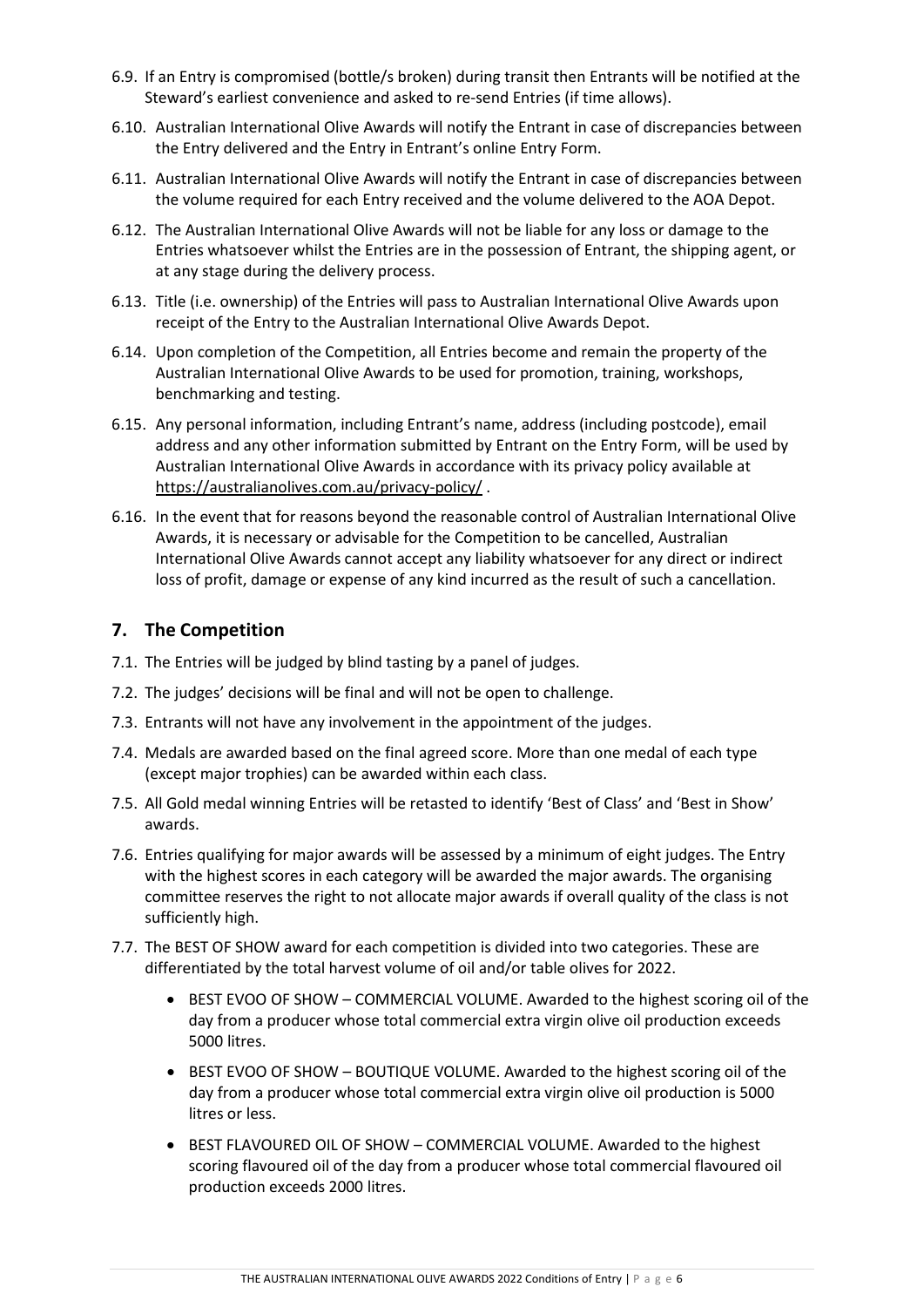6.9. If an Entry is compromised (bottle/s broken) during transit then Entrants will be notified at the Steward's earliest convenience and asked to re-send Entries (if time allows).

6.10. Australian International Olive Awards will notify the Entrant in case of discrepancies between the Entry delivered and the Entry in Entrant's online Entry Form.

6.11. Australian International Olive Awards will notify the Entrant in case of discrepancies between the volume required for each Entry received and the volume delivered to the AOA Depot.

6.12. The Australian International Olive Awards will not be liable for any loss or damage to the Entries whatsoever whilst the Entries are in the possession of Entrant, the shipping agent, or at any stage during the delivery process.

6.13. Title (i.e. ownership) of the Entries will pass to Australian International Olive Awards upon receipt of the Entry to the Australian International Olive Awards Depot.

6.14. Upon completion of the Competition, all Entries become and remain the property of the Australian International Olive Awards to be used for promotion, training, workshops, benchmarking and testing.

6.15. Any personal information, including Entrant's name, address (including postcode), email address and any other information submitted by Entrant on the Entry Form, will be used by Australian International Olive Awards in accordance with its privacy policy available at https://australianolives.com.au/privacy-policy/ .

6.16. In the event that for reasons beyond the reasonable control of Australian International Olive Awards, it is necessary or advisable for the Competition to be cancelled, Australian International Olive Awards cannot accept any liability whatsoever for any direct or indirect loss of profit, damage or expense of any kind incurred as the result of such a cancellation.

## 7. The Competition

7.1. The Entries will be judged by blind tasting by a panel of judges.

7.2. The judges' decisions will be final and will not be open to challenge.

7.3. Entrants will not have any involvement in the appointment of the judges.

7.4. Medals are awarded based on the final agreed score. More than one medal of each type (except major trophies) can be awarded within each class.

7.5. All Gold medal winning Entries will be retasted to identify 'Best of Class' and 'Best in Show' awards.

7.6. Entries qualifying for major awards will be assessed by a minimum of eight judges. The Entry with the highest scores in each category will be awarded the major awards. The organising committee reserves the right to not allocate major awards if overall quality of the class is not sufficiently high.

7.7. The BEST OF SHOW award for each competition is divided into two categories. These are differentiated by the total harvest volume of oil and/or table olives for 2022.

- BEST EVOO OF SHOW – COMMERCIAL VOLUME. Awarded to the highest scoring oil of the day from a producer whose total commercial extra virgin olive oil production exceeds 5000 litres.
- BEST EVOO OF SHOW – BOUTIQUE VOLUME. Awarded to the highest scoring oil of the day from a producer whose total commercial extra virgin olive oil production is 5000 litres or less.
- BEST FLAVOURED OIL OF SHOW – COMMERCIAL VOLUME. Awarded to the highest scoring flavoured oil of the day from a producer whose total commercial flavoured oil production exceeds 2000 litres.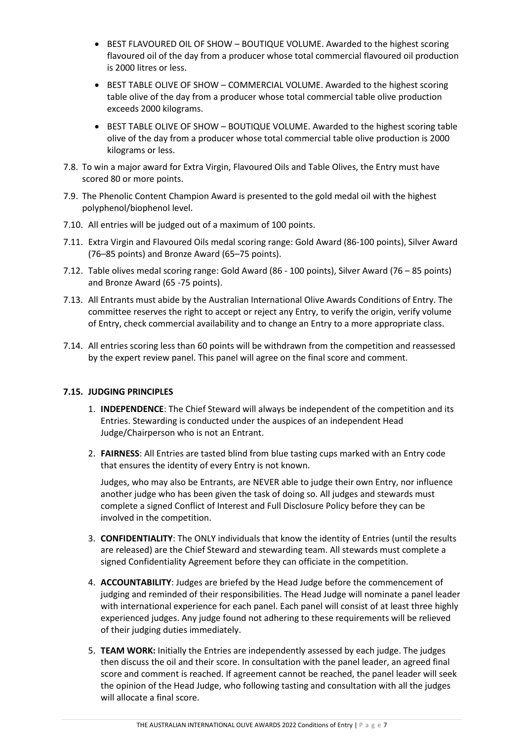- BEST FLAVOURED OIL OF SHOW – BOUTIQUE VOLUME. Awarded to the highest scoring flavoured oil of the day from a producer whose total commercial flavoured oil production is 2000 litres or less.
- BEST TABLE OLIVE OF SHOW – COMMERCIAL VOLUME. Awarded to the highest scoring table olive of the day from a producer whose total commercial table olive production exceeds 2000 kilograms.
- BEST TABLE OLIVE OF SHOW – BOUTIQUE VOLUME. Awarded to the highest scoring table olive of the day from a producer whose total commercial table olive production is 2000 kilograms or less.

7.8. To win a major award for Extra Virgin, Flavoured Oils and Table Olives, the Entry must have scored 80 or more points.

7.9. The Phenolic Content Champion Award is presented to the gold medal oil with the highest polyphenol/biophenol level.

7.10. All entries will be judged out of a maximum of 100 points.

7.11. Extra Virgin and Flavoured Oils medal scoring range: Gold Award (86-100 points), Silver Award (76–85 points) and Bronze Award (65–75 points).

7.12. Table olives medal scoring range: Gold Award (86 - 100 points), Silver Award (76 – 85 points) and Bronze Award (65 -75 points).

7.13. All Entrants must abide by the Australian International Olive Awards Conditions of Entry. The committee reserves the right to accept or reject any Entry, to verify the origin, verify volume of Entry, check commercial availability and to change an Entry to a more appropriate class.

7.14. All entries scoring less than 60 points will be withdrawn from the competition and reassessed by the expert review panel. This panel will agree on the final score and comment.

**7.15. JUDGING PRINCIPLES**

1. **INDEPENDENCE**: The Chief Steward will always be independent of the competition and its Entries. Stewarding is conducted under the auspices of an independent Head Judge/Chairperson who is not an Entrant.

2. **FAIRNESS**: All Entries are tasted blind from blue tasting cups marked with an Entry code that ensures the identity of every Entry is not known.

   Judges, who may also be Entrants, are NEVER able to judge their own Entry, nor influence another judge who has been given the task of doing so. All judges and stewards must complete a signed Conflict of Interest and Full Disclosure Policy before they can be involved in the competition.

3. **CONFIDENTIALITY**: The ONLY individuals that know the identity of Entries (until the results are released) are the Chief Steward and stewarding team. All stewards must complete a signed Confidentiality Agreement before they can officiate in the competition.

4. **ACCOUNTABILITY**: Judges are briefed by the Head Judge before the commencement of judging and reminded of their responsibilities. The Head Judge will nominate a panel leader with international experience for each panel. Each panel will consist of at least three highly experienced judges. Any judge found not adhering to these requirements will be relieved of their judging duties immediately.

5. **TEAM WORK:** Initially the Entries are independently assessed by each judge. The judges then discuss the oil and their score. In consultation with the panel leader, an agreed final score and comment is reached. If agreement cannot be reached, the panel leader will seek the opinion of the Head Judge, who following tasting and consultation with all the judges will allocate a final score.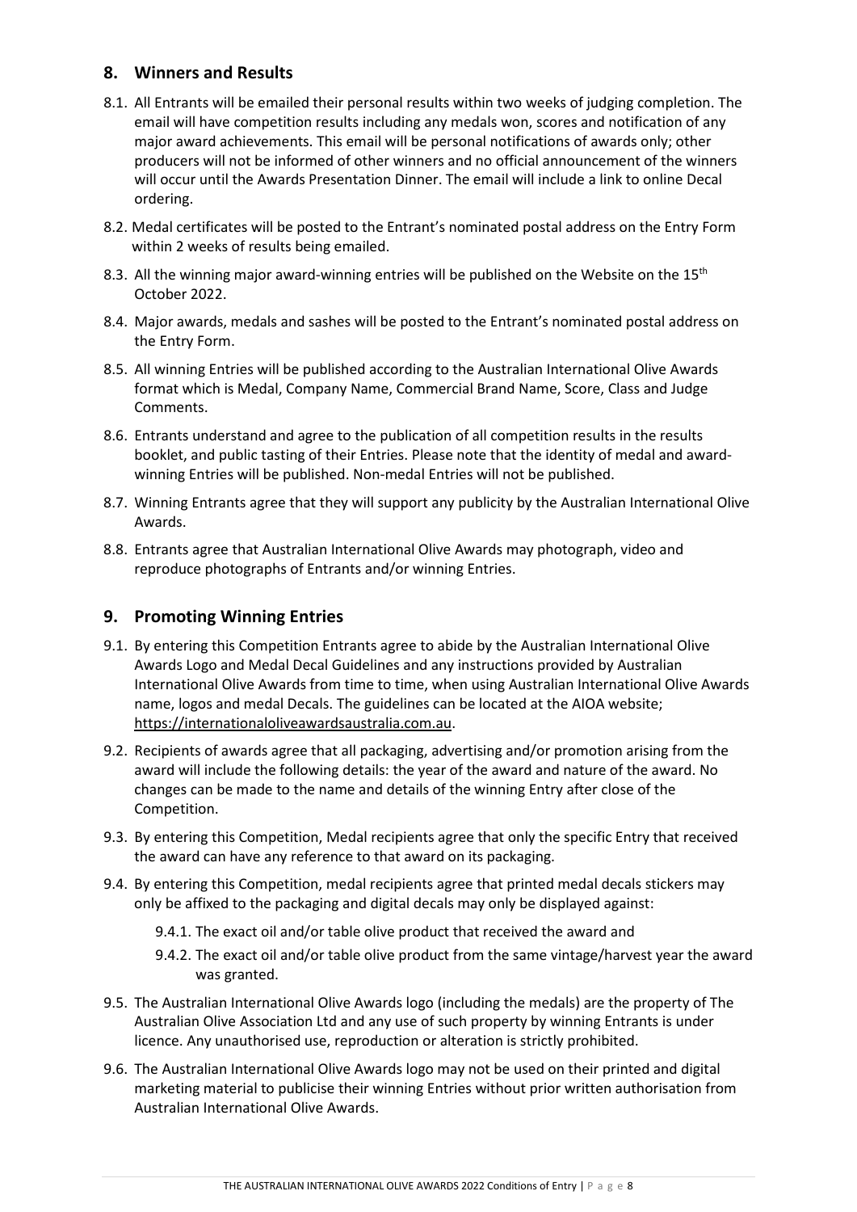## 8. Winners and Results

8.1. All Entrants will be emailed their personal results within two weeks of judging completion. The email will have competition results including any medals won, scores and notification of any major award achievements. This email will be personal notifications of awards only; other producers will not be informed of other winners and no official announcement of the winners will occur until the Awards Presentation Dinner. The email will include a link to online Decal ordering.

8.2. Medal certificates will be posted to the Entrant's nominated postal address on the Entry Form within 2 weeks of results being emailed.

8.3. All the winning major award-winning entries will be published on the Website on the 15th October 2022.

8.4. Major awards, medals and sashes will be posted to the Entrant's nominated postal address on the Entry Form.

8.5. All winning Entries will be published according to the Australian International Olive Awards format which is Medal, Company Name, Commercial Brand Name, Score, Class and Judge Comments.

8.6. Entrants understand and agree to the publication of all competition results in the results booklet, and public tasting of their Entries. Please note that the identity of medal and award-winning Entries will be published. Non-medal Entries will not be published.

8.7. Winning Entrants agree that they will support any publicity by the Australian International Olive Awards.

8.8. Entrants agree that Australian International Olive Awards may photograph, video and reproduce photographs of Entrants and/or winning Entries.

## 9. Promoting Winning Entries

9.1. By entering this Competition Entrants agree to abide by the Australian International Olive Awards Logo and Medal Decal Guidelines and any instructions provided by Australian International Olive Awards from time to time, when using Australian International Olive Awards name, logos and medal Decals. The guidelines can be located at the AIOA website; https://internationaloliveawardsaustralia.com.au.

9.2. Recipients of awards agree that all packaging, advertising and/or promotion arising from the award will include the following details: the year of the award and nature of the award. No changes can be made to the name and details of the winning Entry after close of the Competition.

9.3. By entering this Competition, Medal recipients agree that only the specific Entry that received the award can have any reference to that award on its packaging.

9.4. By entering this Competition, medal recipients agree that printed medal decals stickers may only be affixed to the packaging and digital decals may only be displayed against:

   9.4.1. The exact oil and/or table olive product that received the award and

   9.4.2. The exact oil and/or table olive product from the same vintage/harvest year the award was granted.

9.5. The Australian International Olive Awards logo (including the medals) are the property of The Australian Olive Association Ltd and any use of such property by winning Entrants is under licence. Any unauthorised use, reproduction or alteration is strictly prohibited.

9.6. The Australian International Olive Awards logo may not be used on their printed and digital marketing material to publicise their winning Entries without prior written authorisation from Australian International Olive Awards.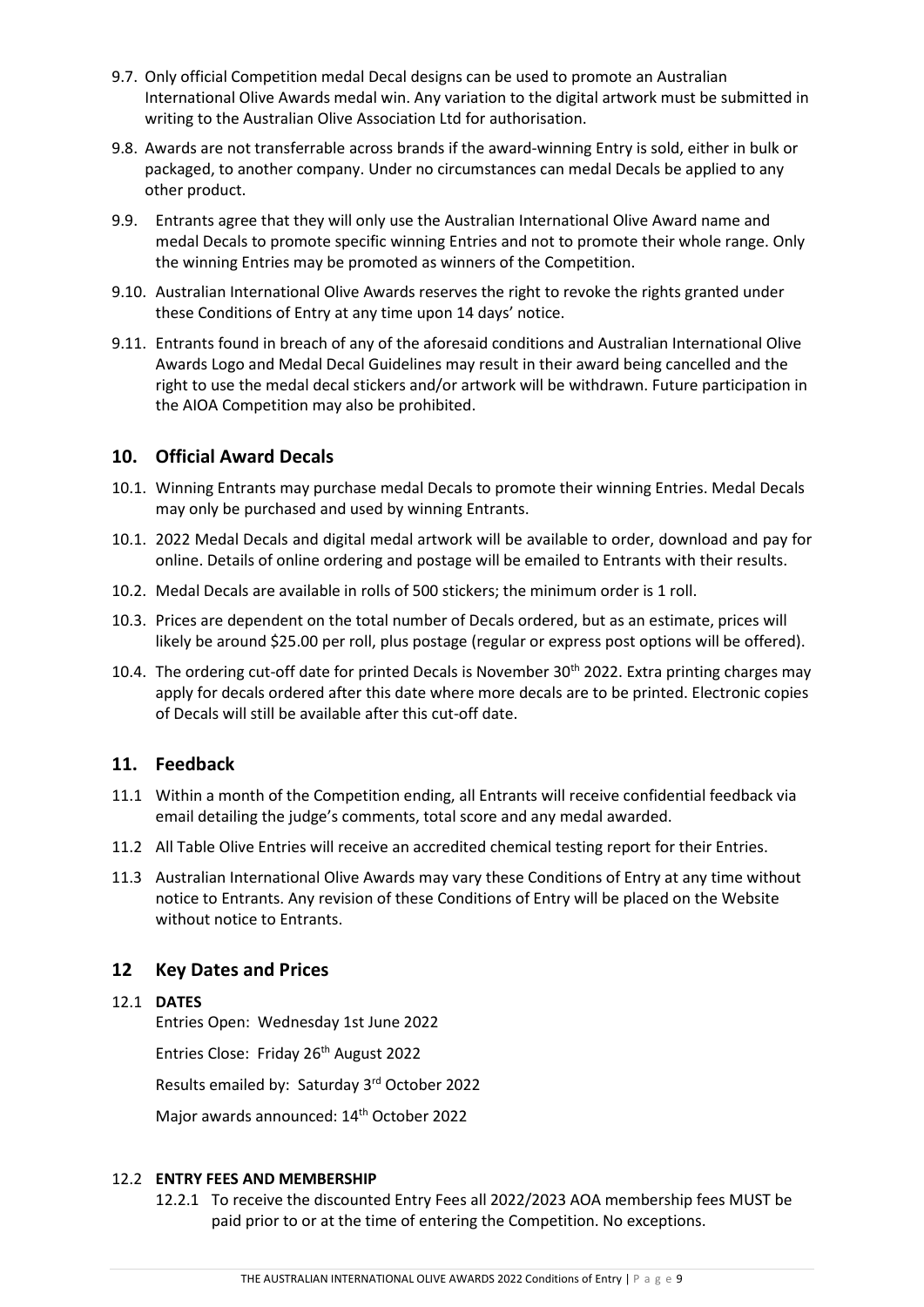9.7. Only official Competition medal Decal designs can be used to promote an Australian International Olive Awards medal win. Any variation to the digital artwork must be submitted in writing to the Australian Olive Association Ltd for authorisation.

9.8. Awards are not transferrable across brands if the award-winning Entry is sold, either in bulk or packaged, to another company. Under no circumstances can medal Decals be applied to any other product.

9.9. Entrants agree that they will only use the Australian International Olive Award name and medal Decals to promote specific winning Entries and not to promote their whole range. Only the winning Entries may be promoted as winners of the Competition.

9.10. Australian International Olive Awards reserves the right to revoke the rights granted under these Conditions of Entry at any time upon 14 days' notice.

9.11. Entrants found in breach of any of the aforesaid conditions and Australian International Olive Awards Logo and Medal Decal Guidelines may result in their award being cancelled and the right to use the medal decal stickers and/or artwork will be withdrawn. Future participation in the AIOA Competition may also be prohibited.

## 10. Official Award Decals

10.1. Winning Entrants may purchase medal Decals to promote their winning Entries. Medal Decals may only be purchased and used by winning Entrants.

10.1. 2022 Medal Decals and digital medal artwork will be available to order, download and pay for online. Details of online ordering and postage will be emailed to Entrants with their results.

10.2. Medal Decals are available in rolls of 500 stickers; the minimum order is 1 roll.

10.3. Prices are dependent on the total number of Decals ordered, but as an estimate, prices will likely be around $25.00 per roll, plus postage (regular or express post options will be offered).

10.4. The ordering cut-off date for printed Decals is November 30th 2022. Extra printing charges may apply for decals ordered after this date where more decals are to be printed. Electronic copies of Decals will still be available after this cut-off date.

## 11. Feedback

11.1 Within a month of the Competition ending, all Entrants will receive confidential feedback via email detailing the judge's comments, total score and any medal awarded.

11.2 All Table Olive Entries will receive an accredited chemical testing report for their Entries.

11.3 Australian International Olive Awards may vary these Conditions of Entry at any time without notice to Entrants. Any revision of these Conditions of Entry will be placed on the Website without notice to Entrants.

## 12 Key Dates and Prices

12.1 **DATES**

Entries Open: Wednesday 1st June 2022

Entries Close: Friday 26th August 2022

Results emailed by: Saturday 3rd October 2022

Major awards announced: 14th October 2022

12.2 **ENTRY FEES AND MEMBERSHIP**

12.2.1 To receive the discounted Entry Fees all 2022/2023 AOA membership fees MUST be paid prior to or at the time of entering the Competition. No exceptions.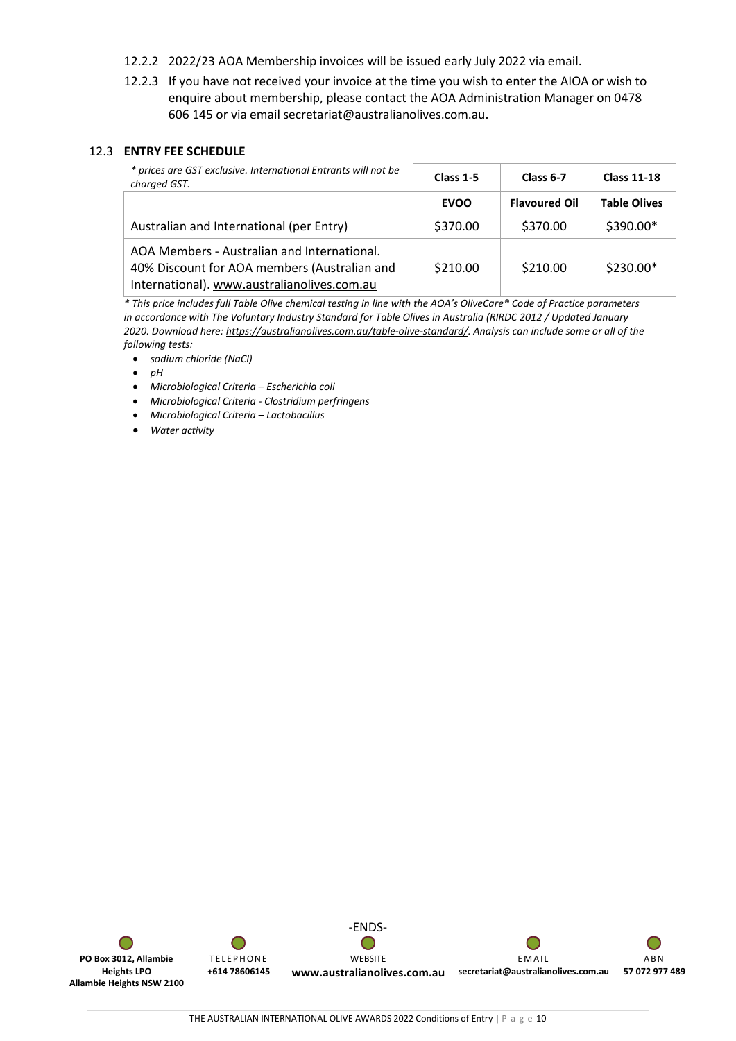12.2.2 2022/23 AOA Membership invoices will be issued early July 2022 via email.

12.2.3 If you have not received your invoice at the time you wish to enter the AIOA or wish to enquire about membership, please contact the AOA Administration Manager on 0478 606 145 or via email secretariat@australianolives.com.au.

### 12.3 ENTRY FEE SCHEDULE

| *\* prices are GST exclusive. International Entrants will not be charged GST.* | **Class 1-5** | **Class 6-7** | **Class 11-18** |
|---|---|---|---|
| | **EVOO** | **Flavoured Oil** | **Table Olives** |
| Australian and International (per Entry) | $370.00 | $370.00 | $390.00* |
| AOA Members - Australian and International. 40% Discount for AOA members (Australian and International). www.australianolives.com.au | $210.00 | $210.00 | $230.00* |

*\* This price includes full Table Olive chemical testing in line with the AOA's OliveCare® Code of Practice parameters in accordance with The Voluntary Industry Standard for Table Olives in Australia (RIRDC 2012 / Updated January 2020. Download here: https://australianolives.com.au/table-olive-standard/. Analysis can include some or all of the following tests:*

- *sodium chloride (NaCl)*
- *pH*
- *Microbiological Criteria – Escherichia coli*
- *Microbiological Criteria - Clostridium perfringens*
- *Microbiological Criteria – Lactobacillus*
- *Water activity*

-ENDS-

**PO Box 3012, Allambie Heights LPO Allambie Heights NSW 2100** | TELEPHONE **+614 78606145** | WEBSITE **www.australianolives.com.au** | EMAIL **secretariat@australianolives.com.au** | ABN **57 072 977 489**